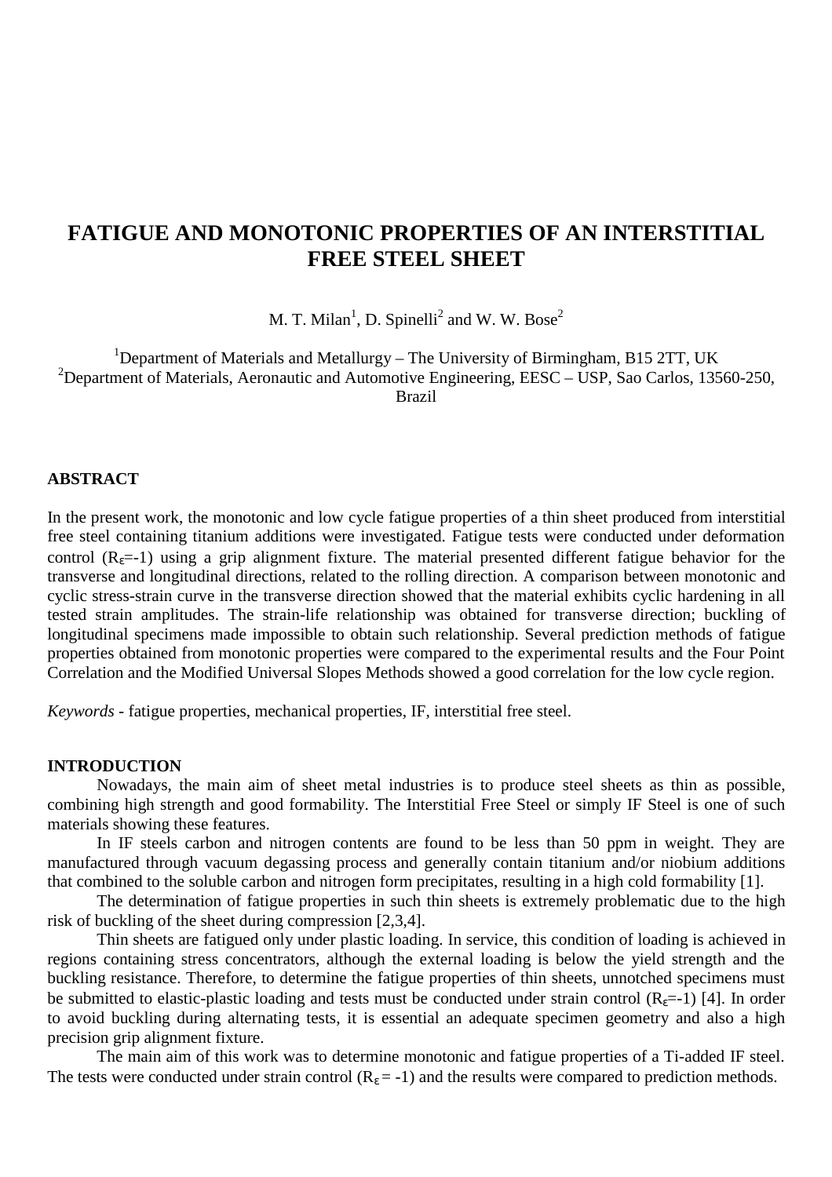# FATIGUE AND MONOTONIC PROPERTIES OF AN INTERSTITIAL FREE STEEL SHEET

M. T. Milan[1], D. Spinelli[2] and W. W. Bose[2]

[1]Department of Materials and Metallurgy – The University of Birmingham, B15 2TT, UK
[2]Department of Materials, Aeronautic and Automotive Engineering, EESC – USP, Sao Carlos, 13560-250, Brazil

## ABSTRACT

In the present work, the monotonic and low cycle fatigue properties of a thin sheet produced from interstitial free steel containing titanium additions were investigated. Fatigue tests were conducted under deformation control ($R_\varepsilon$=-1) using a grip alignment fixture. The material presented different fatigue behavior for the transverse and longitudinal directions, related to the rolling direction. A comparison between monotonic and cyclic stress-strain curve in the transverse direction showed that the material exhibits cyclic hardening in all tested strain amplitudes. The strain-life relationship was obtained for transverse direction; buckling of longitudinal specimens made impossible to obtain such relationship. Several prediction methods of fatigue properties obtained from monotonic properties were compared to the experimental results and the Four Point Correlation and the Modified Universal Slopes Methods showed a good correlation for the low cycle region.

*Keywords* - fatigue properties, mechanical properties, IF, interstitial free steel.

## INTRODUCTION

Nowadays, the main aim of sheet metal industries is to produce steel sheets as thin as possible, combining high strength and good formability. The Interstitial Free Steel or simply IF Steel is one of such materials showing these features.

In IF steels carbon and nitrogen contents are found to be less than 50 ppm in weight. They are manufactured through vacuum degassing process and generally contain titanium and/or niobium additions that combined to the soluble carbon and nitrogen form precipitates, resulting in a high cold formability [1].

The determination of fatigue properties in such thin sheets is extremely problematic due to the high risk of buckling of the sheet during compression [2,3,4].

Thin sheets are fatigued only under plastic loading. In service, this condition of loading is achieved in regions containing stress concentrators, although the external loading is below the yield strength and the buckling resistance. Therefore, to determine the fatigue properties of thin sheets, unnotched specimens must be submitted to elastic-plastic loading and tests must be conducted under strain control ($R_\varepsilon$=-1) [4]. In order to avoid buckling during alternating tests, it is essential an adequate specimen geometry and also a high precision grip alignment fixture.

The main aim of this work was to determine monotonic and fatigue properties of a Ti-added IF steel. The tests were conducted under strain control ($R_\varepsilon$ = -1) and the results were compared to prediction methods.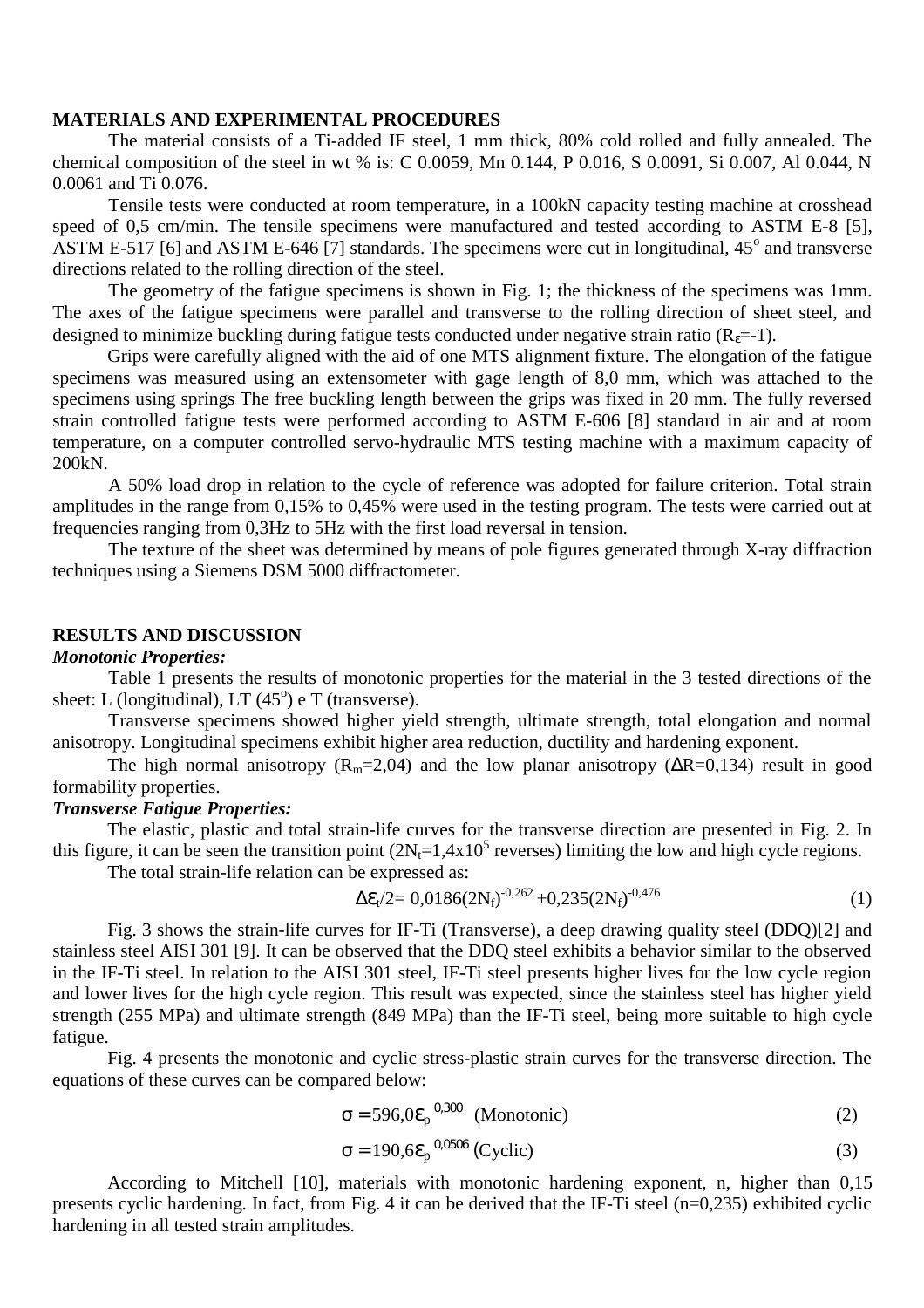## MATERIALS AND EXPERIMENTAL PROCEDURES

The material consists of a Ti-added IF steel, 1 mm thick, 80% cold rolled and fully annealed. The chemical composition of the steel in wt % is: C 0.0059, Mn 0.144, P 0.016, S 0.0091, Si 0.007, Al 0.044, N 0.0061 and Ti 0.076.

Tensile tests were conducted at room temperature, in a 100kN capacity testing machine at crosshead speed of 0,5 cm/min. The tensile specimens were manufactured and tested according to ASTM E-8 [5], ASTM E-517 [6] and ASTM E-646 [7] standards. The specimens were cut in longitudinal, $45^o$ and transverse directions related to the rolling direction of the steel.

The geometry of the fatigue specimens is shown in Fig. 1; the thickness of the specimens was 1mm. The axes of the fatigue specimens were parallel and transverse to the rolling direction of sheet steel, and designed to minimize buckling during fatigue tests conducted under negative strain ratio ($R_\varepsilon$=-1).

Grips were carefully aligned with the aid of one MTS alignment fixture. The elongation of the fatigue specimens was measured using an extensometer with gage length of 8,0 mm, which was attached to the specimens using springs The free buckling length between the grips was fixed in 20 mm. The fully reversed strain controlled fatigue tests were performed according to ASTM E-606 [8] standard in air and at room temperature, on a computer controlled servo-hydraulic MTS testing machine with a maximum capacity of 200kN.

A 50% load drop in relation to the cycle of reference was adopted for failure criterion. Total strain amplitudes in the range from 0,15% to 0,45% were used in the testing program. The tests were carried out at frequencies ranging from 0,3Hz to 5Hz with the first load reversal in tension.

The texture of the sheet was determined by means of pole figures generated through X-ray diffraction techniques using a Siemens DSM 5000 diffractometer.

## RESULTS AND DISCUSSION

### *Monotonic Properties:*

Table 1 presents the results of monotonic properties for the material in the 3 tested directions of the sheet: L (longitudinal), LT ($45^o$) e T (transverse).

Transverse specimens showed higher yield strength, ultimate strength, total elongation and normal anisotropy. Longitudinal specimens exhibit higher area reduction, ductility and hardening exponent.

The high normal anisotropy ($R_m$=2,04) and the low planar anisotropy ($\Delta R$=0,134) result in good formability properties.

### *Transverse Fatigue Properties:*

The elastic, plastic and total strain-life curves for the transverse direction are presented in Fig. 2. In this figure, it can be seen the transition point ($2N_t=1,4\times10^5$ reverses) limiting the low and high cycle regions.

The total strain-life relation can be expressed as:

$$\Delta\varepsilon_t/2 = 0,0186(2N_f)^{-0,262} + 0,235(2N_f)^{-0,476} \quad (1)$$

Fig. 3 shows the strain-life curves for IF-Ti (Transverse), a deep drawing quality steel (DDQ)[2] and stainless steel AISI 301 [9]. It can be observed that the DDQ steel exhibits a behavior similar to the observed in the IF-Ti steel. In relation to the AISI 301 steel, IF-Ti steel presents higher lives for the low cycle region and lower lives for the high cycle region. This result was expected, since the stainless steel has higher yield strength (255 MPa) and ultimate strength (849 MPa) than the IF-Ti steel, being more suitable to high cycle fatigue.

Fig. 4 presents the monotonic and cyclic stress-plastic strain curves for the transverse direction. The equations of these curves can be compared below:

$$\sigma = 596,0\varepsilon_p^{\,0,300} \text{ (Monotonic)} \quad (2)$$

$$\sigma = 190,6\varepsilon_p^{\,0,0506} \text{ (Cyclic)} \quad (3)$$

According to Mitchell [10], materials with monotonic hardening exponent, n, higher than 0,15 presents cyclic hardening. In fact, from Fig. 4 it can be derived that the IF-Ti steel (n=0,235) exhibited cyclic hardening in all tested strain amplitudes.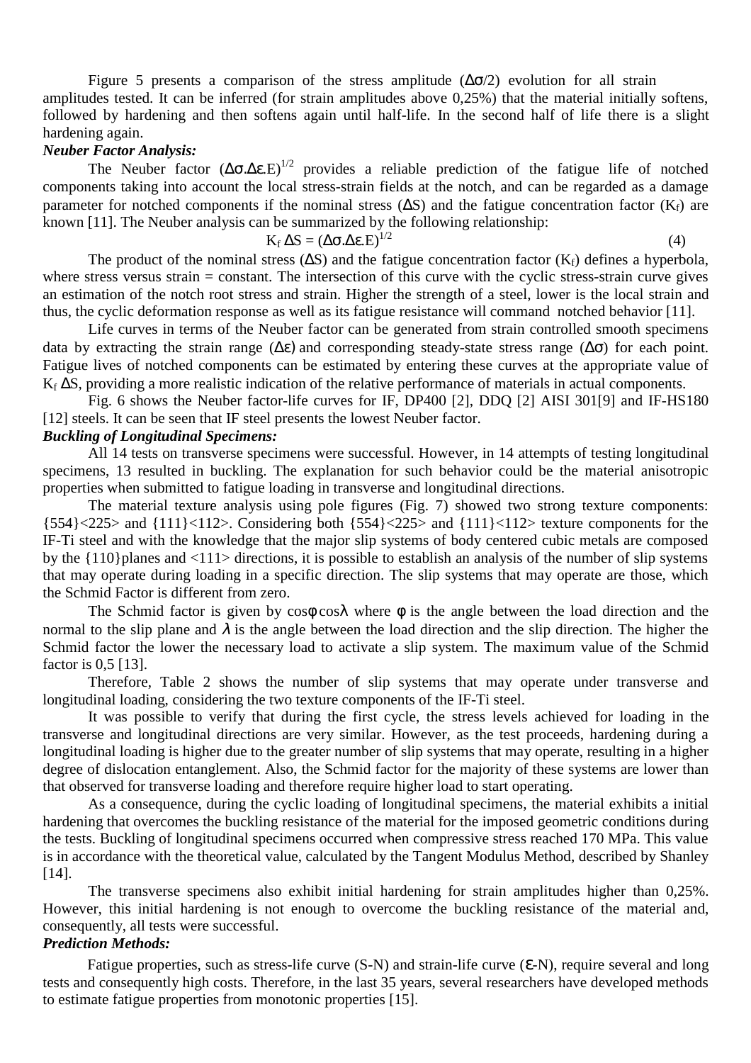Figure 5 presents a comparison of the stress amplitude ($\Delta\sigma/2$) evolution for all strain amplitudes tested. It can be inferred (for strain amplitudes above 0,25%) that the material initially softens, followed by hardening and then softens again until half-life. In the second half of life there is a slight hardening again.

***Neuber Factor Analysis:***

The Neuber factor $(\Delta\sigma.\Delta\varepsilon.E)^{1/2}$ provides a reliable prediction of the fatigue life of notched components taking into account the local stress-strain fields at the notch, and can be regarded as a damage parameter for notched components if the nominal stress ($\Delta S$) and the fatigue concentration factor ($K_f$) are known [11]. The Neuber analysis can be summarized by the following relationship:

$$K_f\,\Delta S = (\Delta\sigma.\Delta\varepsilon.E)^{1/2} \tag{4}$$

The product of the nominal stress ($\Delta S$) and the fatigue concentration factor ($K_f$) defines a hyperbola, where stress versus strain = constant. The intersection of this curve with the cyclic stress-strain curve gives an estimation of the notch root stress and strain. Higher the strength of a steel, lower is the local strain and thus, the cyclic deformation response as well as its fatigue resistance will command notched behavior [11].

Life curves in terms of the Neuber factor can be generated from strain controlled smooth specimens data by extracting the strain range ($\Delta\varepsilon$) and corresponding steady-state stress range ($\Delta\sigma$) for each point. Fatigue lives of notched components can be estimated by entering these curves at the appropriate value of $K_f\,\Delta S$, providing a more realistic indication of the relative performance of materials in actual components.

Fig. 6 shows the Neuber factor-life curves for IF, DP400 [2], DDQ [2] AISI 301[9] and IF-HS180 [12] steels. It can be seen that IF steel presents the lowest Neuber factor.

***Buckling of Longitudinal Specimens:***

All 14 tests on transverse specimens were successful. However, in 14 attempts of testing longitudinal specimens, 13 resulted in buckling. The explanation for such behavior could be the material anisotropic properties when submitted to fatigue loading in transverse and longitudinal directions.

The material texture analysis using pole figures (Fig. 7) showed two strong texture components: {554}<225> and {111}<112>. Considering both {554}<225> and {111}<112> texture components for the IF-Ti steel and with the knowledge that the major slip systems of body centered cubic metals are composed by the {110}planes and <111> directions, it is possible to establish an analysis of the number of slip systems that may operate during loading in a specific direction. The slip systems that may operate are those, which the Schmid Factor is different from zero.

The Schmid factor is given by $\cos\phi\cos\lambda$ where $\phi$ is the angle between the load direction and the normal to the slip plane and $\lambda$ is the angle between the load direction and the slip direction. The higher the Schmid factor the lower the necessary load to activate a slip system. The maximum value of the Schmid factor is 0,5 [13].

Therefore, Table 2 shows the number of slip systems that may operate under transverse and longitudinal loading, considering the two texture components of the IF-Ti steel.

It was possible to verify that during the first cycle, the stress levels achieved for loading in the transverse and longitudinal directions are very similar. However, as the test proceeds, hardening during a longitudinal loading is higher due to the greater number of slip systems that may operate, resulting in a higher degree of dislocation entanglement. Also, the Schmid factor for the majority of these systems are lower than that observed for transverse loading and therefore require higher load to start operating.

As a consequence, during the cyclic loading of longitudinal specimens, the material exhibits a initial hardening that overcomes the buckling resistance of the material for the imposed geometric conditions during the tests. Buckling of longitudinal specimens occurred when compressive stress reached 170 MPa. This value is in accordance with the theoretical value, calculated by the Tangent Modulus Method, described by Shanley [14].

The transverse specimens also exhibit initial hardening for strain amplitudes higher than 0,25%. However, this initial hardening is not enough to overcome the buckling resistance of the material and, consequently, all tests were successful.

***Prediction Methods:***

Fatigue properties, such as stress-life curve (S-N) and strain-life curve ($\varepsilon$-N), require several and long tests and consequently high costs. Therefore, in the last 35 years, several researchers have developed methods to estimate fatigue properties from monotonic properties [15].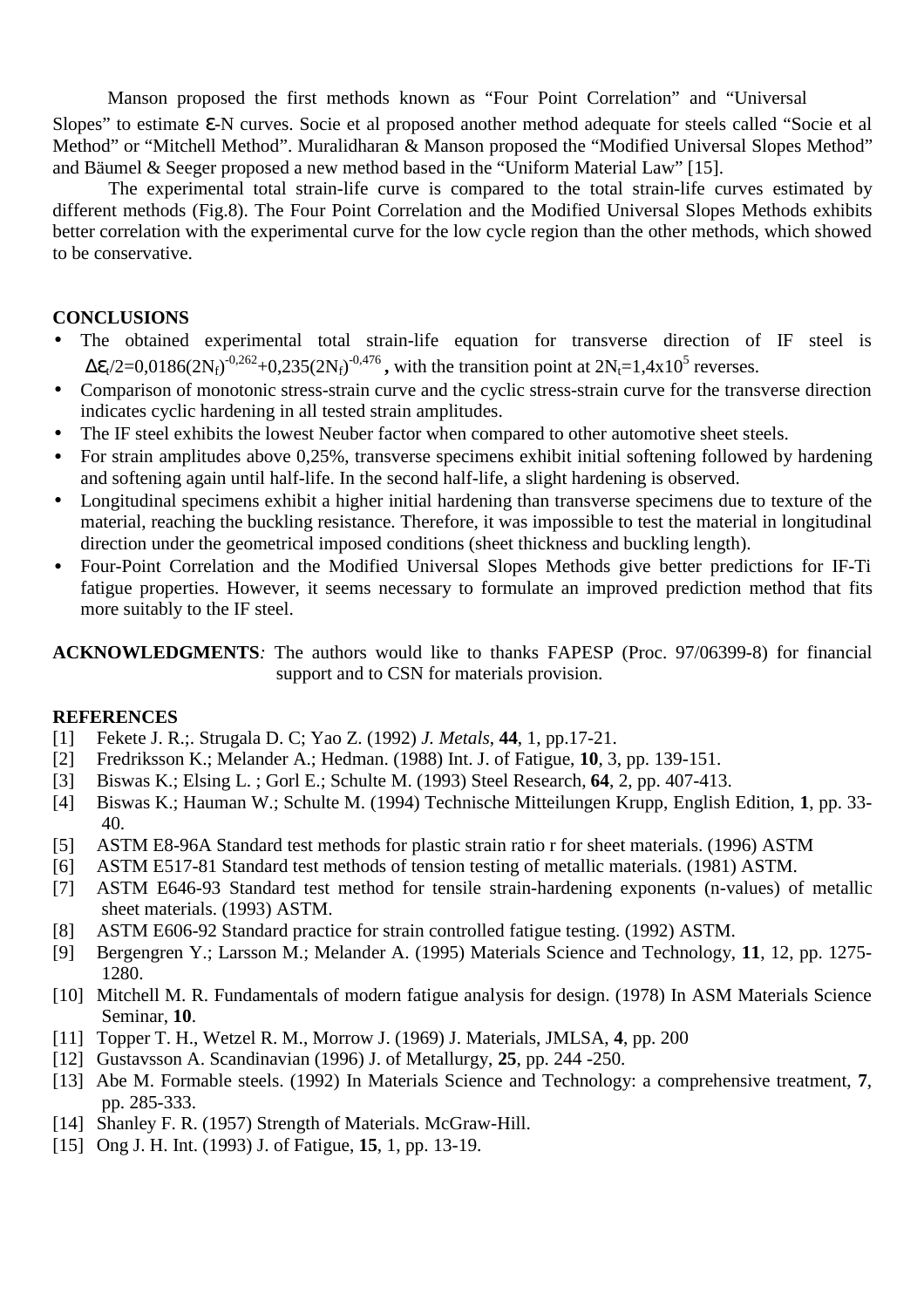Manson proposed the first methods known as "Four Point Correlation" and "Universal Slopes" to estimate $\varepsilon$-N curves. Socie et al proposed another method adequate for steels called "Socie et al Method" or "Mitchell Method". Muralidharan & Manson proposed the "Modified Universal Slopes Method" and Bäumel & Seeger proposed a new method based in the "Uniform Material Law" [15].

The experimental total strain-life curve is compared to the total strain-life curves estimated by different methods (Fig.8). The Four Point Correlation and the Modified Universal Slopes Methods exhibits better correlation with the experimental curve for the low cycle region than the other methods, which showed to be conservative.

## CONCLUSIONS

- The obtained experimental total strain-life equation for transverse direction of IF steel is $\Delta\varepsilon_t/2=0{,}0186(2N_f)^{-0{,}262}+0{,}235(2N_f)^{-0{,}476}$**,** with the transition point at $2N_t=1{,}4\mathrm{x}10^5$ reverses.
- Comparison of monotonic stress-strain curve and the cyclic stress-strain curve for the transverse direction indicates cyclic hardening in all tested strain amplitudes.
- The IF steel exhibits the lowest Neuber factor when compared to other automotive sheet steels.
- For strain amplitudes above 0,25%, transverse specimens exhibit initial softening followed by hardening and softening again until half-life. In the second half-life, a slight hardening is observed.
- Longitudinal specimens exhibit a higher initial hardening than transverse specimens due to texture of the material, reaching the buckling resistance. Therefore, it was impossible to test the material in longitudinal direction under the geometrical imposed conditions (sheet thickness and buckling length).
- Four-Point Correlation and the Modified Universal Slopes Methods give better predictions for IF-Ti fatigue properties. However, it seems necessary to formulate an improved prediction method that fits more suitably to the IF steel.

**ACKNOWLEDGMENTS***:* The authors would like to thanks FAPESP (Proc. 97/06399-8) for financial support and to CSN for materials provision.

## REFERENCES

[1] Fekete J. R.;. Strugala D. C; Yao Z. (1992) *J. Metals*, **44**, 1, pp.17-21.
[2] Fredriksson K.; Melander A.; Hedman. (1988) Int. J. of Fatigue, **10**, 3, pp. 139-151.
[3] Biswas K.; Elsing L. ; Gorl E.; Schulte M. (1993) Steel Research, **64**, 2, pp. 407-413.
[4] Biswas K.; Hauman W.; Schulte M. (1994) Technische Mitteilungen Krupp, English Edition, **1**, pp. 33-40.
[5] ASTM E8-96A Standard test methods for plastic strain ratio r for sheet materials. (1996) ASTM
[6] ASTM E517-81 Standard test methods of tension testing of metallic materials. (1981) ASTM.
[7] ASTM E646-93 Standard test method for tensile strain-hardening exponents (n-values) of metallic sheet materials. (1993) ASTM.
[8] ASTM E606-92 Standard practice for strain controlled fatigue testing. (1992) ASTM.
[9] Bergengren Y.; Larsson M.; Melander A. (1995) Materials Science and Technology, **11**, 12, pp. 1275-1280.
[10] Mitchell M. R. Fundamentals of modern fatigue analysis for design. (1978) In ASM Materials Science Seminar, **10**.
[11] Topper T. H., Wetzel R. M., Morrow J. (1969) J. Materials, JMLSA, **4**, pp. 200
[12] Gustavsson A. Scandinavian (1996) J. of Metallurgy, **25**, pp. 244 -250.
[13] Abe M. Formable steels. (1992) In Materials Science and Technology: a comprehensive treatment, **7**, pp. 285-333.
[14] Shanley F. R. (1957) Strength of Materials. McGraw-Hill.
[15] Ong J. H. Int. (1993) J. of Fatigue, **15**, 1, pp. 13-19.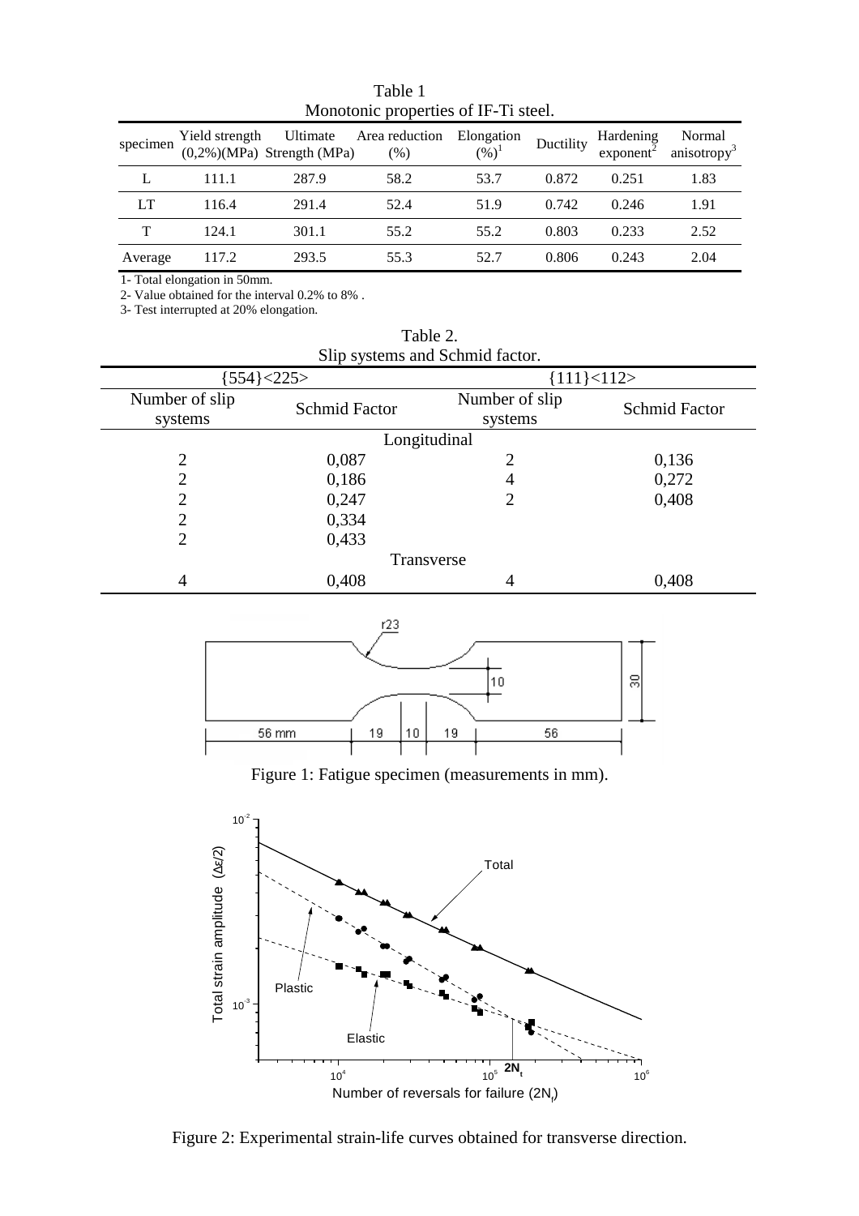Table 1
Monotonic properties of IF-Ti steel.

| specimen | Yield strength (0,2%)(MPa) | Ultimate Strength (MPa) | Area reduction (%) | Elongation (%)[1] | Ductility | Hardening exponent[2] | Normal anisotropy[3] |
|---|---|---|---|---|---|---|---|
| L | 111.1 | 287.9 | 58.2 | 53.7 | 0.872 | 0.251 | 1.83 |
| LT | 116.4 | 291.4 | 52.4 | 51.9 | 0.742 | 0.246 | 1.91 |
| T | 124.1 | 301.1 | 55.2 | 55.2 | 0.803 | 0.233 | 2.52 |
| Average | 117.2 | 293.5 | 55.3 | 52.7 | 0.806 | 0.243 | 2.04 |

1- Total elongation in 50mm.
2- Value obtained for the interval 0.2% to 8% .
3- Test interrupted at 20% elongation.

Table 2.
Slip systems and Schmid factor.

| {554}<225> | | {111}<112> | |
|---|---|---|---|
| Number of slip systems | Schmid Factor | Number of slip systems | Schmid Factor |
| Longitudinal | | | |
| 2 | 0,087 | 2 | 0,136 |
| 2 | 0,186 | 4 | 0,272 |
| 2 | 0,247 | 2 | 0,408 |
| 2 | 0,334 | | |
| 2 | 0,433 | | |
| Transverse | | | |
| 4 | 0,408 | 4 | 0,408 |

Figure 1: Fatigue specimen (measurements in mm).

Figure 2: Experimental strain-life curves obtained for transverse direction.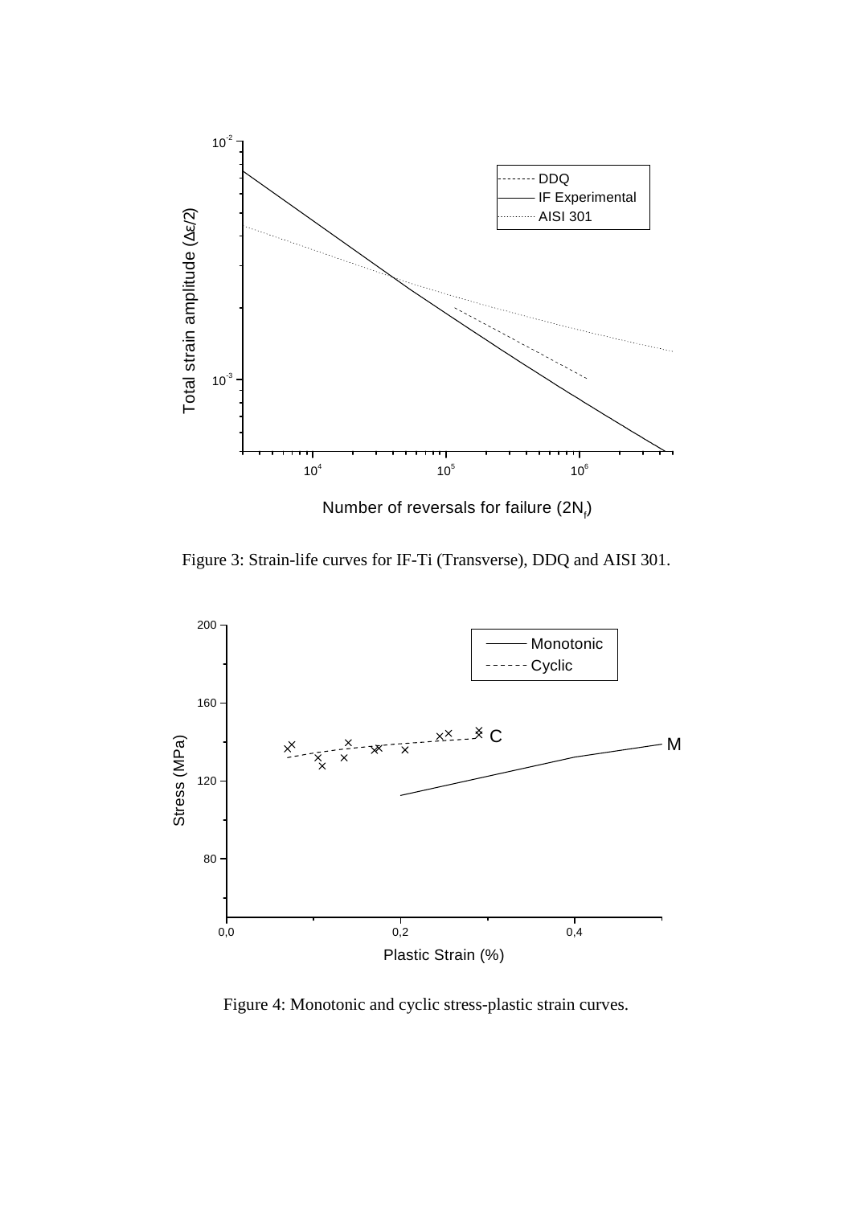Figure 3: Strain-life curves for IF-Ti (Transverse), DDQ and AISI 301.

Figure 4: Monotonic and cyclic stress-plastic strain curves.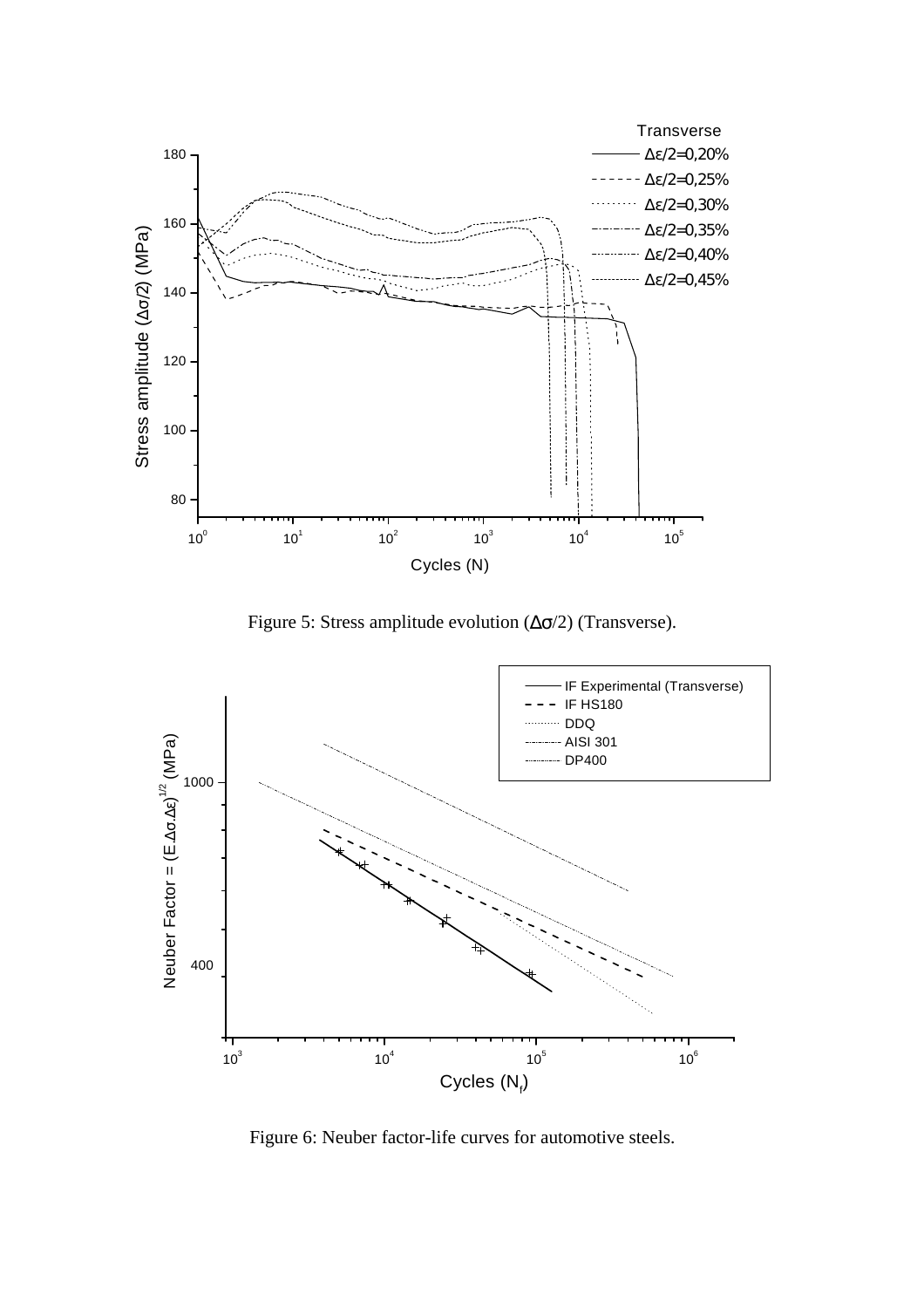Figure 5: Stress amplitude evolution ($\Delta\sigma/2$) (Transverse).

Figure 6: Neuber factor-life curves for automotive steels.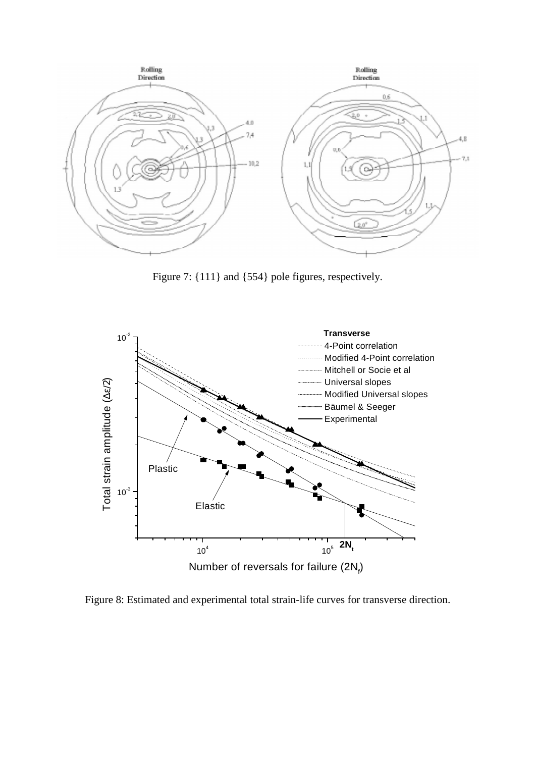Rolling Direction

2,2
2,0
1,3
4,0
7,4
1,3
0,6
10,2
1,3

Rolling Direction

0,6
2,0
1,5
1,1
4,8
0,6
7,1
1,1
1,9
1,5
1,1
2,0

Figure 7: {111} and {554} pole figures, respectively.

Transverse
4-Point correlation
Modified 4-Point correlation
Mitchell or Socie et al
Universal slopes
Modified Universal slopes
Bäumel & Seeger
Experimental

Total strain amplitude ($\Delta\varepsilon/2$)

$10^{-2}$

$10^{-3}$

Plastic

Elastic

$10^{4}$

$10^{5}$

$2N_t$

Number of reversals for failure ($2N_f$)

Figure 8: Estimated and experimental total strain-life curves for transverse direction.